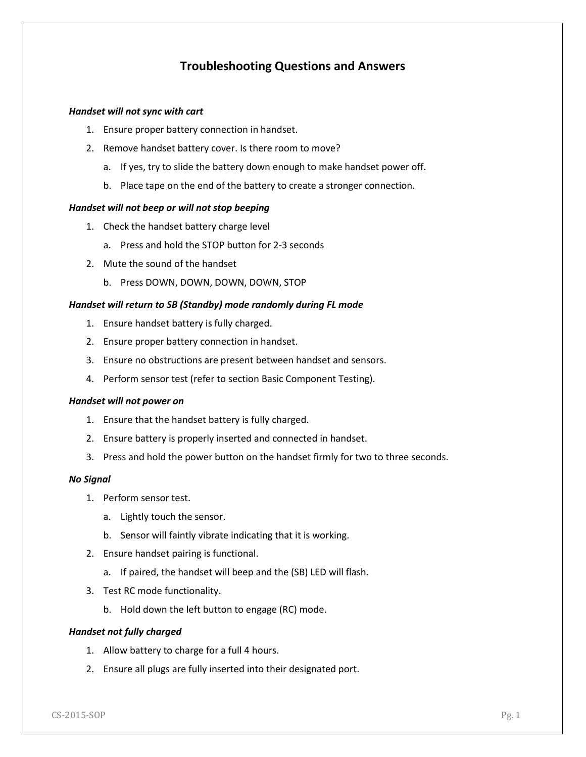# Troubleshooting Questions and Answers

***Handset will not sync with cart***

1. Ensure proper battery connection in handset.
2. Remove handset battery cover. Is there room to move?
   a. If yes, try to slide the battery down enough to make handset power off.
   b. Place tape on the end of the battery to create a stronger connection.

***Handset will not beep or will not stop beeping***

1. Check the handset battery charge level
   a. Press and hold the STOP button for 2-3 seconds
2. Mute the sound of the handset
   b. Press DOWN, DOWN, DOWN, DOWN, STOP

***Handset will return to SB (Standby) mode randomly during FL mode***

1. Ensure handset battery is fully charged.
2. Ensure proper battery connection in handset.
3. Ensure no obstructions are present between handset and sensors.
4. Perform sensor test (refer to section Basic Component Testing).

***Handset will not power on***

1. Ensure that the handset battery is fully charged.
2. Ensure battery is properly inserted and connected in handset.
3. Press and hold the power button on the handset firmly for two to three seconds.

***No Signal***

1. Perform sensor test.
   a. Lightly touch the sensor.
   b. Sensor will faintly vibrate indicating that it is working.
2. Ensure handset pairing is functional.
   a. If paired, the handset will beep and the (SB) LED will flash.
3. Test RC mode functionality.
   b. Hold down the left button to engage (RC) mode.

***Handset not fully charged***

1. Allow battery to charge for a full 4 hours.
2. Ensure all plugs are fully inserted into their designated port.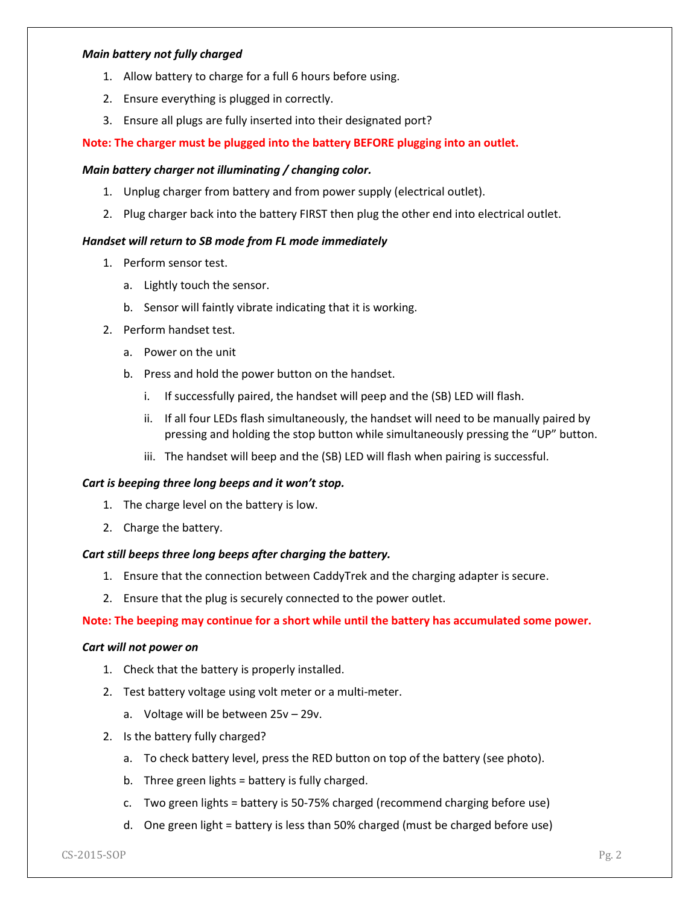***Main battery not fully charged***

1. Allow battery to charge for a full 6 hours before using.
2. Ensure everything is plugged in correctly.
3. Ensure all plugs are fully inserted into their designated port?

**Note: The charger must be plugged into the battery BEFORE plugging into an outlet.**

***Main battery charger not illuminating / changing color.***

1. Unplug charger from battery and from power supply (electrical outlet).
2. Plug charger back into the battery FIRST then plug the other end into electrical outlet.

***Handset will return to SB mode from FL mode immediately***

1. Perform sensor test.
   a. Lightly touch the sensor.
   b. Sensor will faintly vibrate indicating that it is working.
2. Perform handset test.
   a. Power on the unit
   b. Press and hold the power button on the handset.
      i. If successfully paired, the handset will peep and the (SB) LED will flash.
      ii. If all four LEDs flash simultaneously, the handset will need to be manually paired by pressing and holding the stop button while simultaneously pressing the "UP" button.
      iii. The handset will beep and the (SB) LED will flash when pairing is successful.

***Cart is beeping three long beeps and it won't stop.***

1. The charge level on the battery is low.
2. Charge the battery.

***Cart still beeps three long beeps after charging the battery.***

1. Ensure that the connection between CaddyTrek and the charging adapter is secure.
2. Ensure that the plug is securely connected to the power outlet.

**Note: The beeping may continue for a short while until the battery has accumulated some power.**

***Cart will not power on***

1. Check that the battery is properly installed.
2. Test battery voltage using volt meter or a multi-meter.
   a. Voltage will be between 25v – 29v.
2. Is the battery fully charged?
   a. To check battery level, press the RED button on top of the battery (see photo).
   b. Three green lights = battery is fully charged.
   c. Two green lights = battery is 50-75% charged (recommend charging before use)
   d. One green light = battery is less than 50% charged (must be charged before use)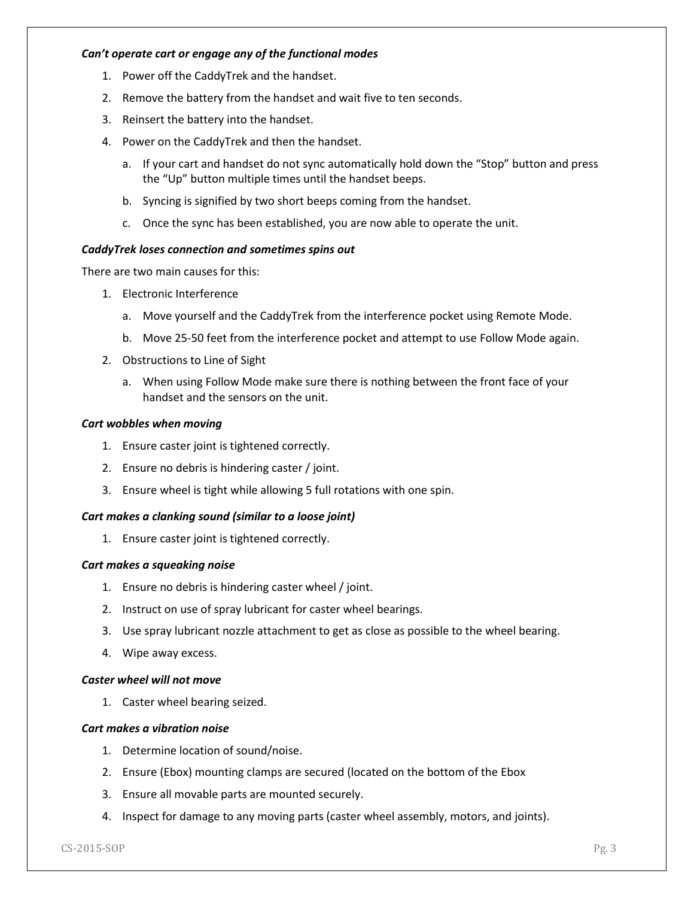***Can't operate cart or engage any of the functional modes***

1. Power off the CaddyTrek and the handset.
2. Remove the battery from the handset and wait five to ten seconds.
3. Reinsert the battery into the handset.
4. Power on the CaddyTrek and then the handset.
   a. If your cart and handset do not sync automatically hold down the "Stop" button and press the "Up" button multiple times until the handset beeps.
   b. Syncing is signified by two short beeps coming from the handset.
   c. Once the sync has been established, you are now able to operate the unit.

***CaddyTrek loses connection and sometimes spins out***

There are two main causes for this:

1. Electronic Interference
   a. Move yourself and the CaddyTrek from the interference pocket using Remote Mode.
   b. Move 25-50 feet from the interference pocket and attempt to use Follow Mode again.
2. Obstructions to Line of Sight
   a. When using Follow Mode make sure there is nothing between the front face of your handset and the sensors on the unit.

***Cart wobbles when moving***

1. Ensure caster joint is tightened correctly.
2. Ensure no debris is hindering caster / joint.
3. Ensure wheel is tight while allowing 5 full rotations with one spin.

***Cart makes a clanking sound (similar to a loose joint)***

1. Ensure caster joint is tightened correctly.

***Cart makes a squeaking noise***

1. Ensure no debris is hindering caster wheel / joint.
2. Instruct on use of spray lubricant for caster wheel bearings.
3. Use spray lubricant nozzle attachment to get as close as possible to the wheel bearing.
4. Wipe away excess.

***Caster wheel will not move***

1. Caster wheel bearing seized.

***Cart makes a vibration noise***

1. Determine location of sound/noise.
2. Ensure (Ebox) mounting clamps are secured (located on the bottom of the Ebox
3. Ensure all movable parts are mounted securely.
4. Inspect for damage to any moving parts (caster wheel assembly, motors, and joints).